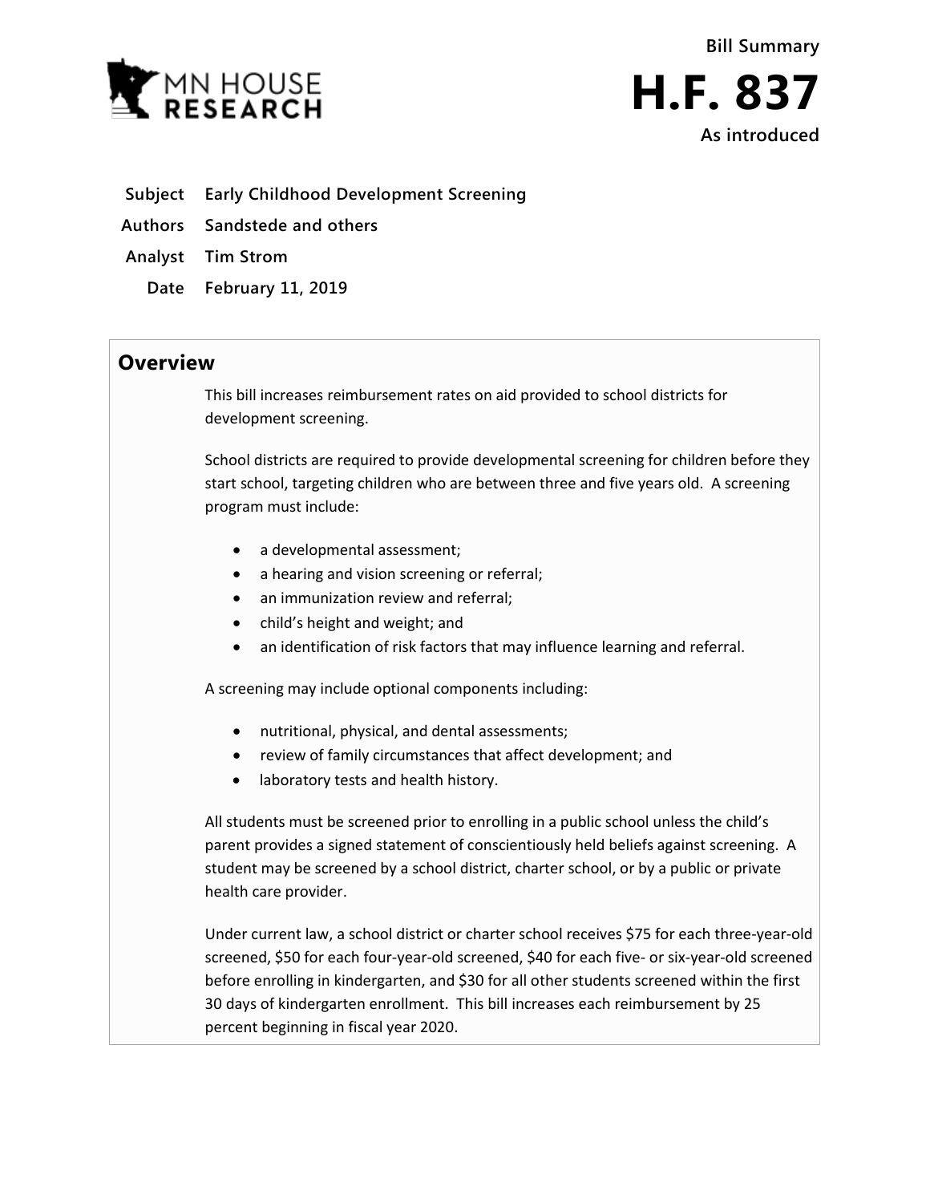MN HOUSE RESEARCH

Bill Summary

# H.F. 837

As introduced

**Subject** Early Childhood Development Screening

**Authors** Sandstede and others

**Analyst** Tim Strom

**Date** February 11, 2019

## Overview

This bill increases reimbursement rates on aid provided to school districts for development screening.

School districts are required to provide developmental screening for children before they start school, targeting children who are between three and five years old. A screening program must include:

- a developmental assessment;
- a hearing and vision screening or referral;
- an immunization review and referral;
- child's height and weight; and
- an identification of risk factors that may influence learning and referral.

A screening may include optional components including:

- nutritional, physical, and dental assessments;
- review of family circumstances that affect development; and
- laboratory tests and health history.

All students must be screened prior to enrolling in a public school unless the child's parent provides a signed statement of conscientiously held beliefs against screening. A student may be screened by a school district, charter school, or by a public or private health care provider.

Under current law, a school district or charter school receives $75 for each three-year-old screened, $50 for each four-year-old screened, $40 for each five- or six-year-old screened before enrolling in kindergarten, and $30 for all other students screened within the first 30 days of kindergarten enrollment. This bill increases each reimbursement by 25 percent beginning in fiscal year 2020.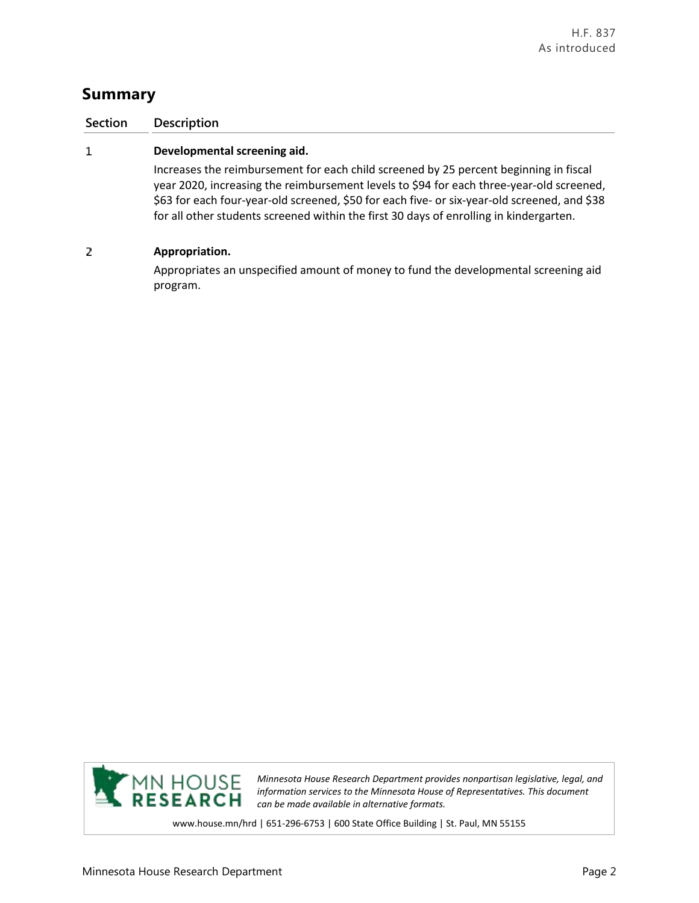## Summary

| Section | Description |
|---|---|
| 1 | **Developmental screening aid.** Increases the reimbursement for each child screened by 25 percent beginning in fiscal year 2020, increasing the reimbursement levels to $94 for each three-year-old screened, $63 for each four-year-old screened, $50 for each five- or six-year-old screened, and $38 for all other students screened within the first 30 days of enrolling in kindergarten. |
| 2 | **Appropriation.** Appropriates an unspecified amount of money to fund the developmental screening aid program. |

MN HOUSE RESEARCH

*Minnesota House Research Department provides nonpartisan legislative, legal, and information services to the Minnesota House of Representatives. This document can be made available in alternative formats.*

www.house.mn/hrd | 651-296-6753 | 600 State Office Building | St. Paul, MN 55155